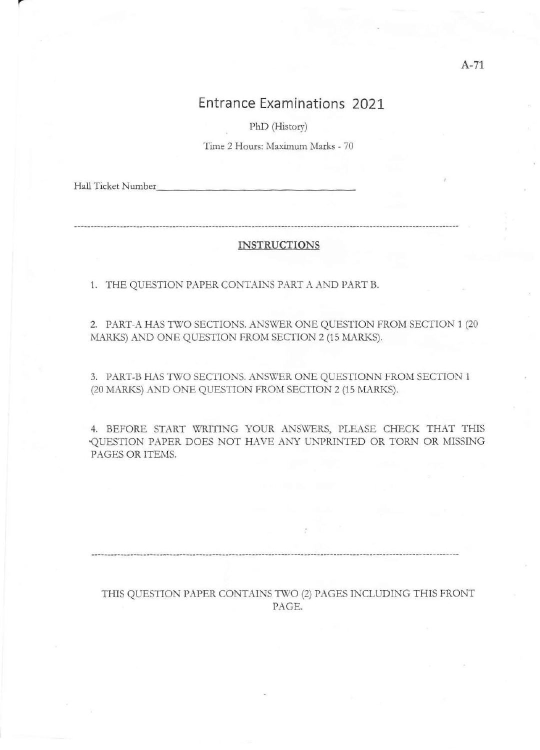A-71

# Entrance Examinations 2021

PhD (History)

Time 2 Hours: Maximum Marks - 70

Hall Ticket Number\_\_\_\_\_\_\_\_\_\_\_\_\_\_\_\_\_\_\_\_\_\_\_\_\_\_\_\_\_\_\_\_\_

---

## INSTRUCTIONS

1. THE QUESTION PAPER CONTAINS PART A AND PART B.

2. PART-A HAS TWO SECTIONS. ANSWER ONE QUESTION FROM SECTION 1 (20 MARKS) AND ONE QUESTION FROM SECTION 2 (15 MARKS).

3. PART-B HAS TWO SECTIONS. ANSWER ONE QUESTIONN FROM SECTION 1 (20 MARKS) AND ONE QUESTION FROM SECTION 2 (15 MARKS).

4. BEFORE START WRITING YOUR ANSWERS, PLEASE CHECK THAT THIS QUESTION PAPER DOES NOT HAVE ANY UNPRINTED OR TORN OR MISSING PAGES OR ITEMS.

---

THIS QUESTION PAPER CONTAINS TWO (2) PAGES INCLUDING THIS FRONT PAGE.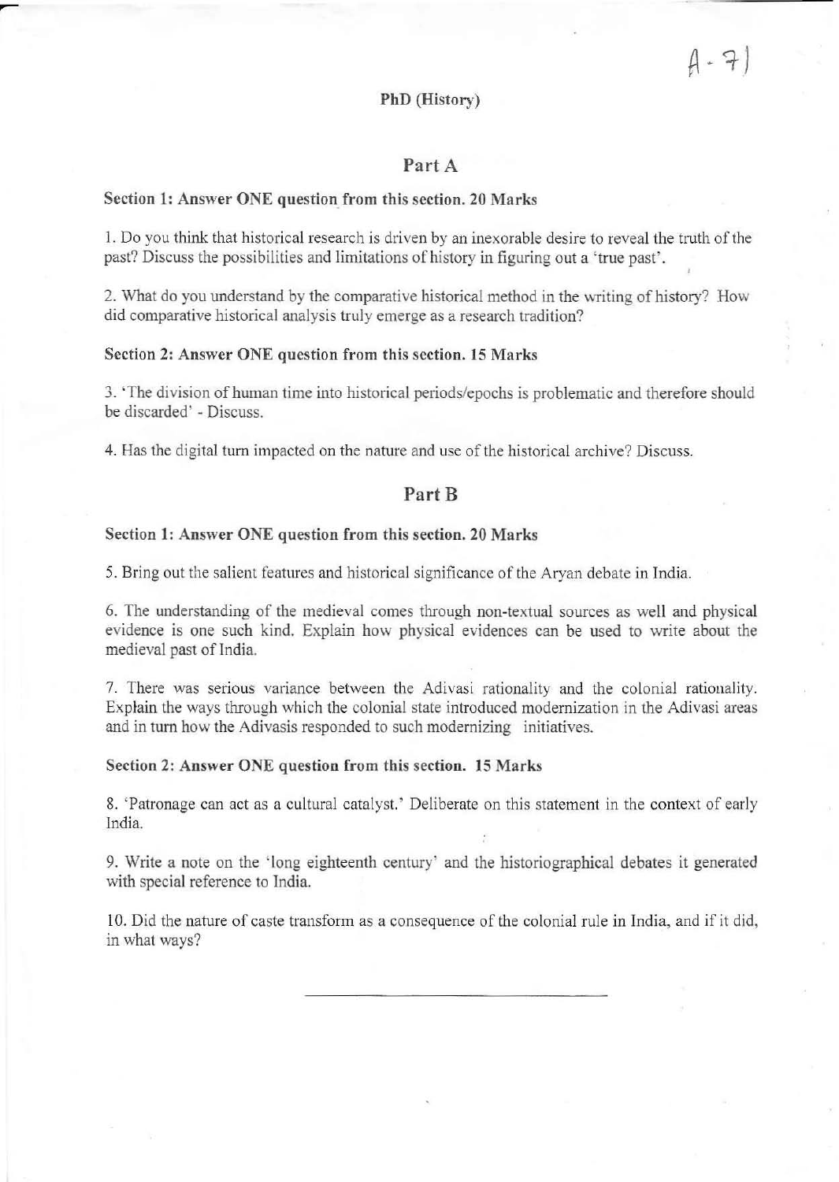A - 71

PhD (History)

## Part A

### Section 1: Answer ONE question from this section. 20 Marks

1. Do you think that historical research is driven by an inexorable desire to reveal the truth of the past? Discuss the possibilities and limitations of history in figuring out a 'true past'.

2. What do you understand by the comparative historical method in the writing of history? How did comparative historical analysis truly emerge as a research tradition?

### Section 2: Answer ONE question from this section. 15 Marks

3. 'The division of human time into historical periods/epochs is problematic and therefore should be discarded' - Discuss.

4. Has the digital turn impacted on the nature and use of the historical archive? Discuss.

## Part B

### Section 1: Answer ONE question from this section. 20 Marks

5. Bring out the salient features and historical significance of the Aryan debate in India.

6. The understanding of the medieval comes through non-textual sources as well and physical evidence is one such kind. Explain how physical evidences can be used to write about the medieval past of India.

7. There was serious variance between the Adivasi rationality and the colonial rationality. Explain the ways through which the colonial state introduced modernization in the Adivasi areas and in turn how the Adivasis responded to such modernizing initiatives.

### Section 2: Answer ONE question from this section. 15 Marks

8. 'Patronage can act as a cultural catalyst.' Deliberate on this statement in the context of early India.

9. Write a note on the 'long eighteenth century' and the historiographical debates it generated with special reference to India.

10. Did the nature of caste transform as a consequence of the colonial rule in India, and if it did, in what ways?